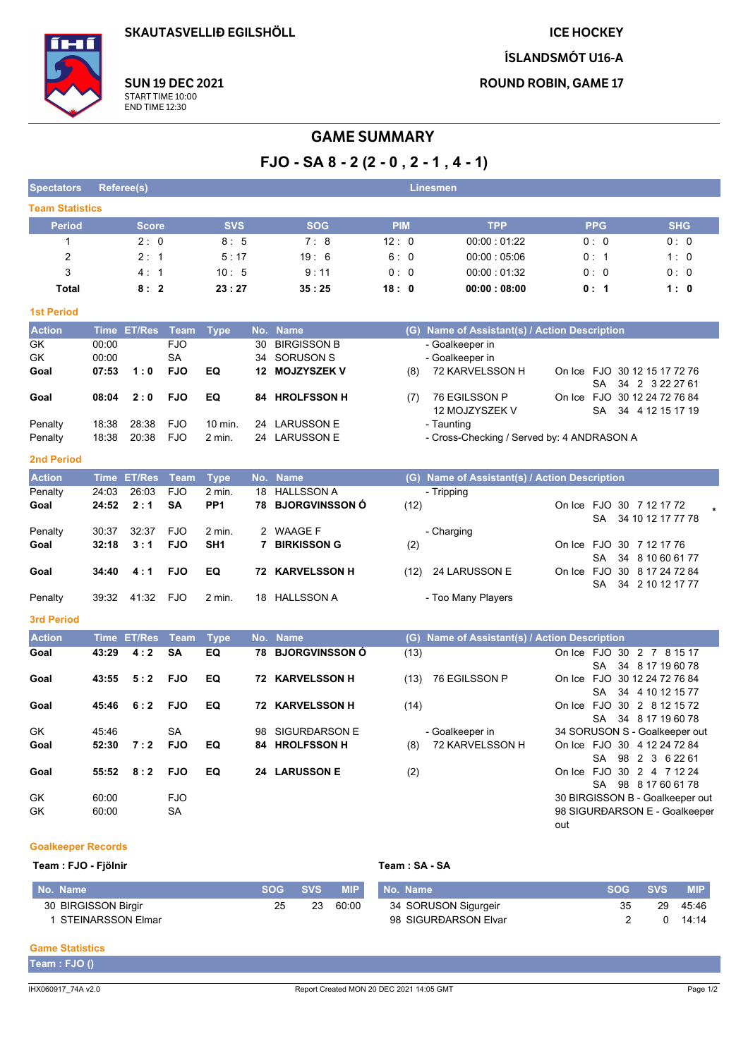SKAUTASVELLIÐ EGILSHÖLL

**SUN 19 DEC 2021**
START TIME 10:00
END TIME 12:30

ICE HOCKEY
ÍSLANDSMÓT U16-A
ROUND ROBIN, GAME 17

# GAME SUMMARY

## FJO - SA 8 - 2 (2 - 0 , 2 - 1 , 4 - 1)

| Spectators | Referee(s) | Linesmen |
|---|---|---|

### Team Statistics

| Period | Score | SVS | SOG | PIM | TPP | PPG | SHG |
|---|---|---|---|---|---|---|---|
| 1 | 2 : 0 | 8 : 5 | 7 : 8 | 12 : 0 | 00:00 : 01:22 | 0 : 0 | 0 : 0 |
| 2 | 2 : 1 | 5 : 17 | 19 : 6 | 6 : 0 | 00:00 : 05:06 | 0 : 1 | 1 : 0 |
| 3 | 4 : 1 | 10 : 5 | 9 : 11 | 0 : 0 | 00:00 : 01:32 | 0 : 0 | 0 : 0 |
| **Total** | **8 : 2** | **23 : 27** | **35 : 25** | **18 : 0** | **00:00 : 08:00** | **0 : 1** | **1 : 0** |

### 1st Period

| Action | Time | ET/Res | Team | Type | No. | Name | (G) | Name of Assistant(s) / Action Description | On Ice |
|---|---|---|---|---|---|---|---|---|---|
| GK | 00:00 | | FJO | | 30 | BIRGISSON B | | - Goalkeeper in | |
| GK | 00:00 | | SA | | 34 | SORUSON S | | - Goalkeeper in | |
| **Goal** | **07:53** | **1 : 0** | **FJO** | **EQ** | **12** | **MOJZYSZEK V** | (8) | 72 KARVELSSON H | FJO 30 12 15 17 72 76; SA 34 2 3 22 27 61 |
| **Goal** | **08:04** | **2 : 0** | **FJO** | **EQ** | **84** | **HROLFSSON H** | (7) | 76 EGILSSON P, 12 MOJZYSZEK V | FJO 30 12 24 72 76 84; SA 34 4 12 15 17 19 |
| Penalty | 18:38 | 28:38 | FJO | 10 min. | 24 | LARUSSON E | | - Taunting | |
| Penalty | 18:38 | 20:38 | FJO | 2 min. | 24 | LARUSSON E | | - Cross-Checking / Served by: 4 ANDRASON A | |

### 2nd Period

| Action | Time | ET/Res | Team | Type | No. | Name | (G) | Name of Assistant(s) / Action Description | On Ice |
|---|---|---|---|---|---|---|---|---|---|
| Penalty | 24:03 | 26:03 | FJO | 2 min. | 18 | HALLSSON A | | - Tripping | |
| **Goal** | **24:52** | **2 : 1** | **SA** | **PP1** | **78** | **BJORGVINSSON Ó** | (12) | | FJO 30 7 12 17 72; SA 34 10 12 17 77 78 * |
| Penalty | 30:37 | 32:37 | FJO | 2 min. | 2 | WAAGE F | | - Charging | |
| **Goal** | **32:18** | **3 : 1** | **FJO** | **SH1** | **7** | **BIRKISSON G** | (2) | | FJO 30 7 12 17 76; SA 34 8 10 60 61 77 |
| **Goal** | **34:40** | **4 : 1** | **FJO** | **EQ** | **72** | **KARVELSSON H** | (12) | 24 LARUSSON E | FJO 30 8 17 24 72 84; SA 34 2 10 12 17 77 |
| Penalty | 39:32 | 41:32 | FJO | 2 min. | 18 | HALLSSON A | | - Too Many Players | |

### 3rd Period

| Action | Time | ET/Res | Team | Type | No. | Name | (G) | Name of Assistant(s) / Action Description | On Ice |
|---|---|---|---|---|---|---|---|---|---|
| **Goal** | **43:29** | **4 : 2** | **SA** | **EQ** | **78** | **BJORGVINSSON Ó** | (13) | | FJO 30 2 7 8 15 17; SA 34 8 17 19 60 78 |
| **Goal** | **43:55** | **5 : 2** | **FJO** | **EQ** | **72** | **KARVELSSON H** | (13) | 76 EGILSSON P | FJO 30 12 24 72 76 84; SA 34 4 10 12 15 77 |
| **Goal** | **45:46** | **6 : 2** | **FJO** | **EQ** | **72** | **KARVELSSON H** | (14) | | FJO 30 2 8 12 15 72; SA 34 8 17 19 60 78 |
| GK | 45:46 | | SA | | 98 | SIGURÐARSON E | | - Goalkeeper in | 34 SORUSON S - Goalkeeper out |
| **Goal** | **52:30** | **7 : 2** | **FJO** | **EQ** | **84** | **HROLFSSON H** | (8) | 72 KARVELSSON H | FJO 30 4 12 24 72 84; SA 98 2 3 6 22 61 |
| **Goal** | **55:52** | **8 : 2** | **FJO** | **EQ** | **24** | **LARUSSON E** | (2) | | FJO 30 2 4 7 12 24; SA 98 8 17 60 61 78 |
| GK | 60:00 | | FJO | | | | | | 30 BIRGISSON B - Goalkeeper out |
| GK | 60:00 | | SA | | | | | | 98 SIGURÐARSON E - Goalkeeper out |

### Goalkeeper Records

**Team : FJO - Fjölnir**

| No. Name | SOG | SVS | MIP |
|---|---|---|---|
| 30 BIRGISSON Birgir | 25 | 23 | 60:00 |
| 1 STEINARSSON Elmar | | | |

**Team : SA - SA**

| No. Name | SOG | SVS | MIP |
|---|---|---|---|
| 34 SORUSON Sigurgeir | 35 | 29 | 45:46 |
| 98 SIGURÐARSON Elvar | 2 | 0 | 14:14 |

### Game Statistics

**Team : FJO ()**

IHX060917_74A v2.0 | Report Created MON 20 DEC 2021 14:05 GMT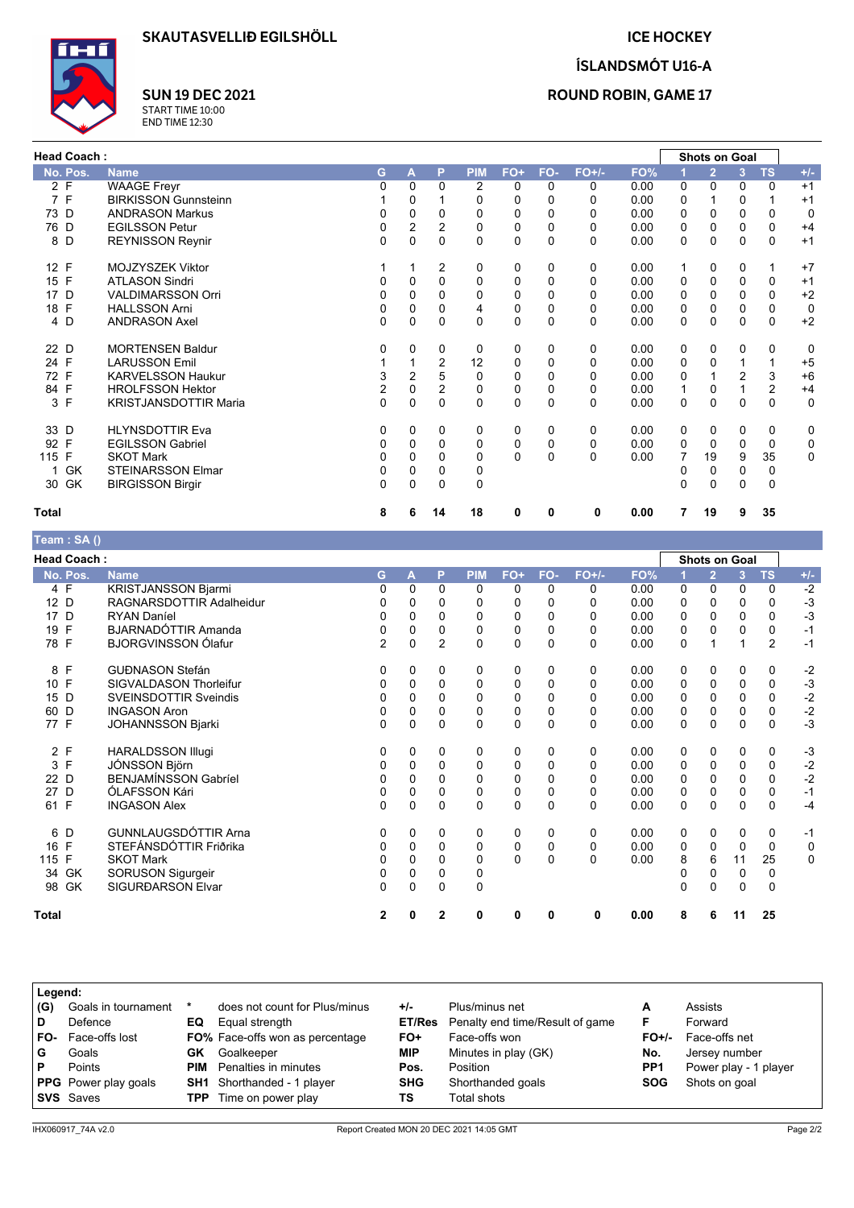# SKAUTASVELLIÐ EGILSHÖLL

**SUN 19 DEC 2021**
START TIME 10:00
END TIME 12:30

## ICE HOCKEY
## ÍSLANDSMÓT U16-A
## ROUND ROBIN, GAME 17

**Head Coach :**

| No. | Pos. | Name | G | A | P | PIM | FO+ | FO- | FO+/- | FO% | Shots on Goal 1 | 2 | 3 | TS | +/- |
|---|---|---|---|---|---|---|---|---|---|---|---|---|---|---|---|
| 2 | F | WAAGE Freyr | 0 | 0 | 0 | 2 | 0 | 0 | 0 | 0.00 | 0 | 0 | 0 | 0 | +1 |
| 7 | F | BIRKISSON Gunnsteinn | 1 | 0 | 1 | 0 | 0 | 0 | 0 | 0.00 | 0 | 1 | 0 | 1 | +1 |
| 73 | D | ANDRASON Markus | 0 | 0 | 0 | 0 | 0 | 0 | 0 | 0.00 | 0 | 0 | 0 | 0 | 0 |
| 76 | D | EGILSSON Petur | 0 | 2 | 2 | 0 | 0 | 0 | 0 | 0.00 | 0 | 0 | 0 | 0 | +4 |
| 8 | D | REYNISSON Reynir | 0 | 0 | 0 | 0 | 0 | 0 | 0 | 0.00 | 0 | 0 | 0 | 0 | +1 |
| 12 | F | MOJZYSZEK Viktor | 1 | 1 | 2 | 0 | 0 | 0 | 0 | 0.00 | 1 | 0 | 0 | 1 | +7 |
| 15 | F | ATLASON Sindri | 0 | 0 | 0 | 0 | 0 | 0 | 0 | 0.00 | 0 | 0 | 0 | 0 | +1 |
| 17 | D | VALDIMARSSON Orri | 0 | 0 | 0 | 0 | 0 | 0 | 0 | 0.00 | 0 | 0 | 0 | 0 | +2 |
| 18 | F | HALLSSON Arni | 0 | 0 | 0 | 4 | 0 | 0 | 0 | 0.00 | 0 | 0 | 0 | 0 | 0 |
| 4 | D | ANDRASON Axel | 0 | 0 | 0 | 0 | 0 | 0 | 0 | 0.00 | 0 | 0 | 0 | 0 | +2 |
| 22 | D | MORTENSEN Baldur | 0 | 0 | 0 | 0 | 0 | 0 | 0 | 0.00 | 0 | 0 | 0 | 0 | 0 |
| 24 | F | LARUSSON Emil | 1 | 1 | 2 | 12 | 0 | 0 | 0 | 0.00 | 0 | 0 | 1 | 1 | +5 |
| 72 | F | KARVELSSON Haukur | 3 | 2 | 5 | 0 | 0 | 0 | 0 | 0.00 | 0 | 1 | 2 | 3 | +6 |
| 84 | F | HROLFSSON Hektor | 2 | 0 | 2 | 0 | 0 | 0 | 0 | 0.00 | 1 | 0 | 1 | 2 | +4 |
| 3 | F | KRISTJANSDOTTIR Maria | 0 | 0 | 0 | 0 | 0 | 0 | 0 | 0.00 | 0 | 0 | 0 | 0 | 0 |
| 33 | D | HLYNSDOTTIR Eva | 0 | 0 | 0 | 0 | 0 | 0 | 0 | 0.00 | 0 | 0 | 0 | 0 | 0 |
| 92 | F | EGILSSON Gabriel | 0 | 0 | 0 | 0 | 0 | 0 | 0 | 0.00 | 0 | 0 | 0 | 0 | 0 |
| 115 | F | SKOT Mark | 0 | 0 | 0 | 0 | 0 | 0 | 0 | 0.00 | 7 | 19 | 9 | 35 | 0 |
| 1 | GK | STEINARSSON Elmar | 0 | 0 | 0 | 0 | | | | | 0 | 0 | 0 | 0 | |
| 30 | GK | BIRGISSON Birgir | 0 | 0 | 0 | 0 | | | | | 0 | 0 | 0 | 0 | |
| **Total** | | | **8** | **6** | **14** | **18** | **0** | **0** | **0** | **0.00** | **7** | **19** | **9** | **35** | |

## Team : SA ()

**Head Coach :**

| No. | Pos. | Name | G | A | P | PIM | FO+ | FO- | FO+/- | FO% | Shots on Goal 1 | 2 | 3 | TS | +/- |
|---|---|---|---|---|---|---|---|---|---|---|---|---|---|---|---|
| 4 | F | KRISTJANSSON Bjarni | 0 | 0 | 0 | 0 | 0 | 0 | 0 | 0.00 | 0 | 0 | 0 | 0 | -2 |
| 12 | D | RAGNARSDOTTIR Adalheidur | 0 | 0 | 0 | 0 | 0 | 0 | 0 | 0.00 | 0 | 0 | 0 | 0 | -3 |
| 17 | D | RYAN Daníel | 0 | 0 | 0 | 0 | 0 | 0 | 0 | 0.00 | 0 | 0 | 0 | 0 | -3 |
| 19 | F | BJARNADÓTTIR Amanda | 0 | 0 | 0 | 0 | 0 | 0 | 0 | 0.00 | 0 | 0 | 0 | 0 | -1 |
| 78 | F | BJORGVINSSON Ólafur | 2 | 0 | 2 | 0 | 0 | 0 | 0 | 0.00 | 0 | 1 | 1 | 2 | -1 |
| 8 | F | GUÐNASON Stefán | 0 | 0 | 0 | 0 | 0 | 0 | 0 | 0.00 | 0 | 0 | 0 | 0 | -2 |
| 10 | F | SIGVALDASON Thorleifur | 0 | 0 | 0 | 0 | 0 | 0 | 0 | 0.00 | 0 | 0 | 0 | 0 | -3 |
| 15 | D | SVEINSDOTTIR Sveindis | 0 | 0 | 0 | 0 | 0 | 0 | 0 | 0.00 | 0 | 0 | 0 | 0 | -2 |
| 60 | D | INGASON Aron | 0 | 0 | 0 | 0 | 0 | 0 | 0 | 0.00 | 0 | 0 | 0 | 0 | -2 |
| 77 | F | JOHANNSSON Bjarki | 0 | 0 | 0 | 0 | 0 | 0 | 0 | 0.00 | 0 | 0 | 0 | 0 | -3 |
| 2 | F | HARALDSSON Illugi | 0 | 0 | 0 | 0 | 0 | 0 | 0 | 0.00 | 0 | 0 | 0 | 0 | -3 |
| 3 | F | JÓNSSON Björn | 0 | 0 | 0 | 0 | 0 | 0 | 0 | 0.00 | 0 | 0 | 0 | 0 | -2 |
| 22 | D | BENJAMÍNSSON Gabríel | 0 | 0 | 0 | 0 | 0 | 0 | 0 | 0.00 | 0 | 0 | 0 | 0 | -2 |
| 27 | D | ÓLAFSSON Kári | 0 | 0 | 0 | 0 | 0 | 0 | 0 | 0.00 | 0 | 0 | 0 | 0 | -1 |
| 61 | F | INGASON Alex | 0 | 0 | 0 | 0 | 0 | 0 | 0 | 0.00 | 0 | 0 | 0 | 0 | -4 |
| 6 | D | GUNNLAUGSDÓTTIR Arna | 0 | 0 | 0 | 0 | 0 | 0 | 0 | 0.00 | 0 | 0 | 0 | 0 | -1 |
| 16 | F | STEFÁNSDÓTTIR Friðrika | 0 | 0 | 0 | 0 | 0 | 0 | 0 | 0.00 | 0 | 0 | 0 | 0 | 0 |
| 115 | F | SKOT Mark | 0 | 0 | 0 | 0 | 0 | 0 | 0 | 0.00 | 8 | 6 | 11 | 25 | 0 |
| 34 | GK | SORUSON Sigurgeir | 0 | 0 | 0 | 0 | | | | | 0 | 0 | 0 | 0 | |
| 98 | GK | SIGURÐARSON Elvar | 0 | 0 | 0 | 0 | | | | | 0 | 0 | 0 | 0 | |
| **Total** | | | **2** | **0** | **2** | **0** | **0** | **0** | **0** | **0.00** | **8** | **6** | **11** | **25** | |

**Legend:**

| | | | | | | | |
|---|---|---|---|---|---|---|---|
| (G) | Goals in tournament | * | does not count for Plus/minus | +/- | Plus/minus net | A | Assists |
| D | Defence | EQ | Equal strength | ET/Res | Penalty end time/Result of game | F | Forward |
| FO- | Face-offs lost | FO% | Face-offs won as percentage | FO+ | Face-offs won | FO+/- | Face-offs net |
| G | Goals | GK | Goalkeeper | MIP | Minutes in play (GK) | No. | Jersey number |
| P | Points | PIM | Penalties in minutes | Pos. | Position | PP1 | Power play - 1 player |
| PPG | Power play goals | SH1 | Shorthanded - 1 player | SHG | Shorthanded goals | SOG | Shots on goal |
| SVS | Saves | TPP | Time on power play | TS | Total shots | | |

IHX060917_74A v2.0 Report Created MON 20 DEC 2021 14:05 GMT